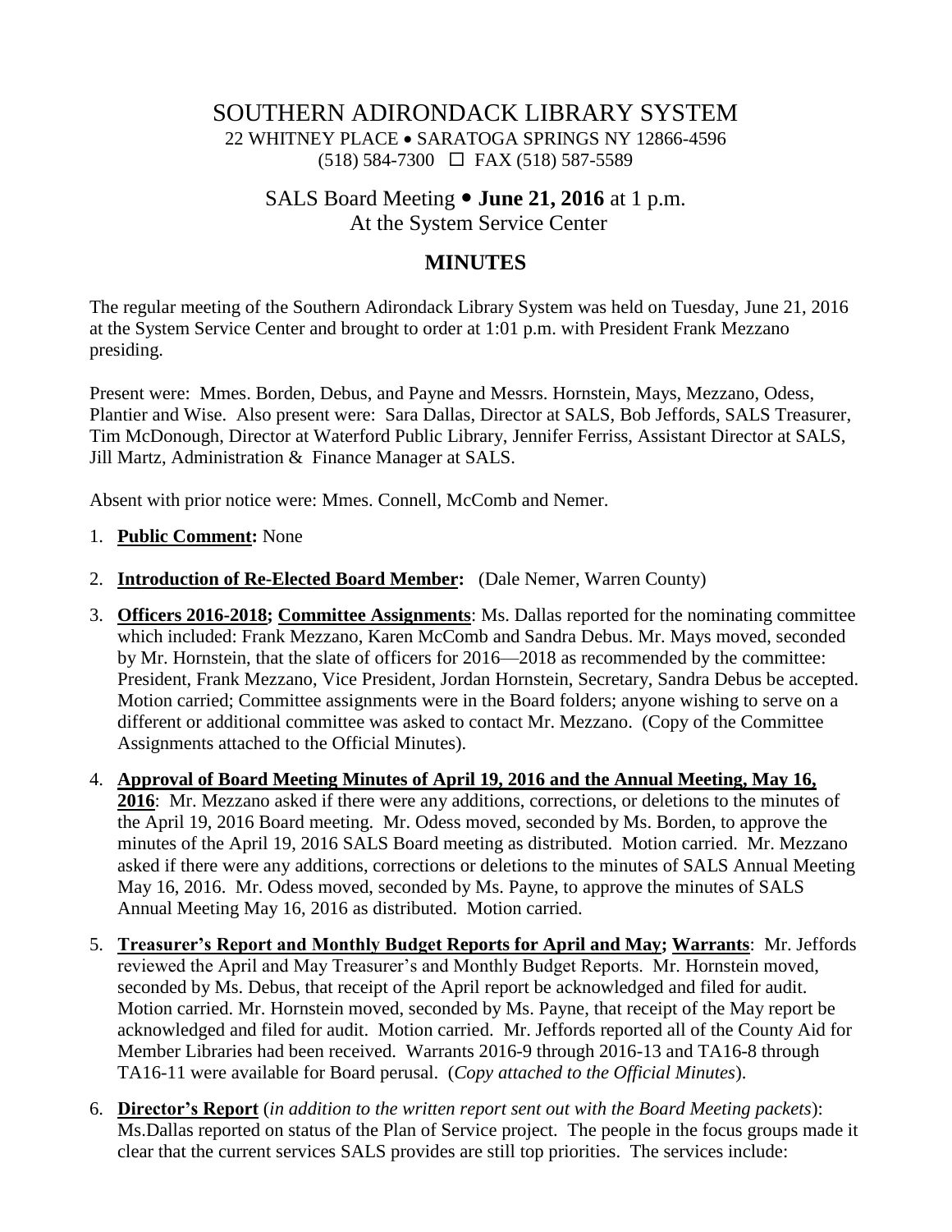# SOUTHERN ADIRONDACK LIBRARY SYSTEM

22 WHITNEY PLACE • SARATOGA SPRINGS NY 12866-4596
(518) 584-7300 ☐ FAX (518) 587-5589

## SALS Board Meeting • **June 21, 2016** at 1 p.m.
At the System Service Center

## MINUTES

The regular meeting of the Southern Adirondack Library System was held on Tuesday, June 21, 2016 at the System Service Center and brought to order at 1:01 p.m. with President Frank Mezzano presiding.

Present were: Mmes. Borden, Debus, and Payne and Messrs. Hornstein, Mays, Mezzano, Odess, Plantier and Wise. Also present were: Sara Dallas, Director at SALS, Bob Jeffords, SALS Treasurer, Tim McDonough, Director at Waterford Public Library, Jennifer Ferriss, Assistant Director at SALS, Jill Martz, Administration & Finance Manager at SALS.

Absent with prior notice were: Mmes. Connell, McComb and Nemer.

1. **Public Comment:** None

2. **Introduction of Re-Elected Board Member:** (Dale Nemer, Warren County)

3. **Officers 2016-2018; Committee Assignments**: Ms. Dallas reported for the nominating committee which included: Frank Mezzano, Karen McComb and Sandra Debus. Mr. Mays moved, seconded by Mr. Hornstein, that the slate of officers for 2016—2018 as recommended by the committee: President, Frank Mezzano, Vice President, Jordan Hornstein, Secretary, Sandra Debus be accepted. Motion carried; Committee assignments were in the Board folders; anyone wishing to serve on a different or additional committee was asked to contact Mr. Mezzano. (Copy of the Committee Assignments attached to the Official Minutes).

4. **Approval of Board Meeting Minutes of April 19, 2016 and the Annual Meeting, May 16, 2016**: Mr. Mezzano asked if there were any additions, corrections, or deletions to the minutes of the April 19, 2016 Board meeting. Mr. Odess moved, seconded by Ms. Borden, to approve the minutes of the April 19, 2016 SALS Board meeting as distributed. Motion carried. Mr. Mezzano asked if there were any additions, corrections or deletions to the minutes of SALS Annual Meeting May 16, 2016. Mr. Odess moved, seconded by Ms. Payne, to approve the minutes of SALS Annual Meeting May 16, 2016 as distributed. Motion carried.

5. **Treasurer's Report and Monthly Budget Reports for April and May; Warrants**: Mr. Jeffords reviewed the April and May Treasurer's and Monthly Budget Reports. Mr. Hornstein moved, seconded by Ms. Debus, that receipt of the April report be acknowledged and filed for audit. Motion carried. Mr. Hornstein moved, seconded by Ms. Payne, that receipt of the May report be acknowledged and filed for audit. Motion carried. Mr. Jeffords reported all of the County Aid for Member Libraries had been received. Warrants 2016-9 through 2016-13 and TA16-8 through TA16-11 were available for Board perusal. (*Copy attached to the Official Minutes*).

6. **Director's Report** (*in addition to the written report sent out with the Board Meeting packets*): Ms.Dallas reported on status of the Plan of Service project. The people in the focus groups made it clear that the current services SALS provides are still top priorities. The services include: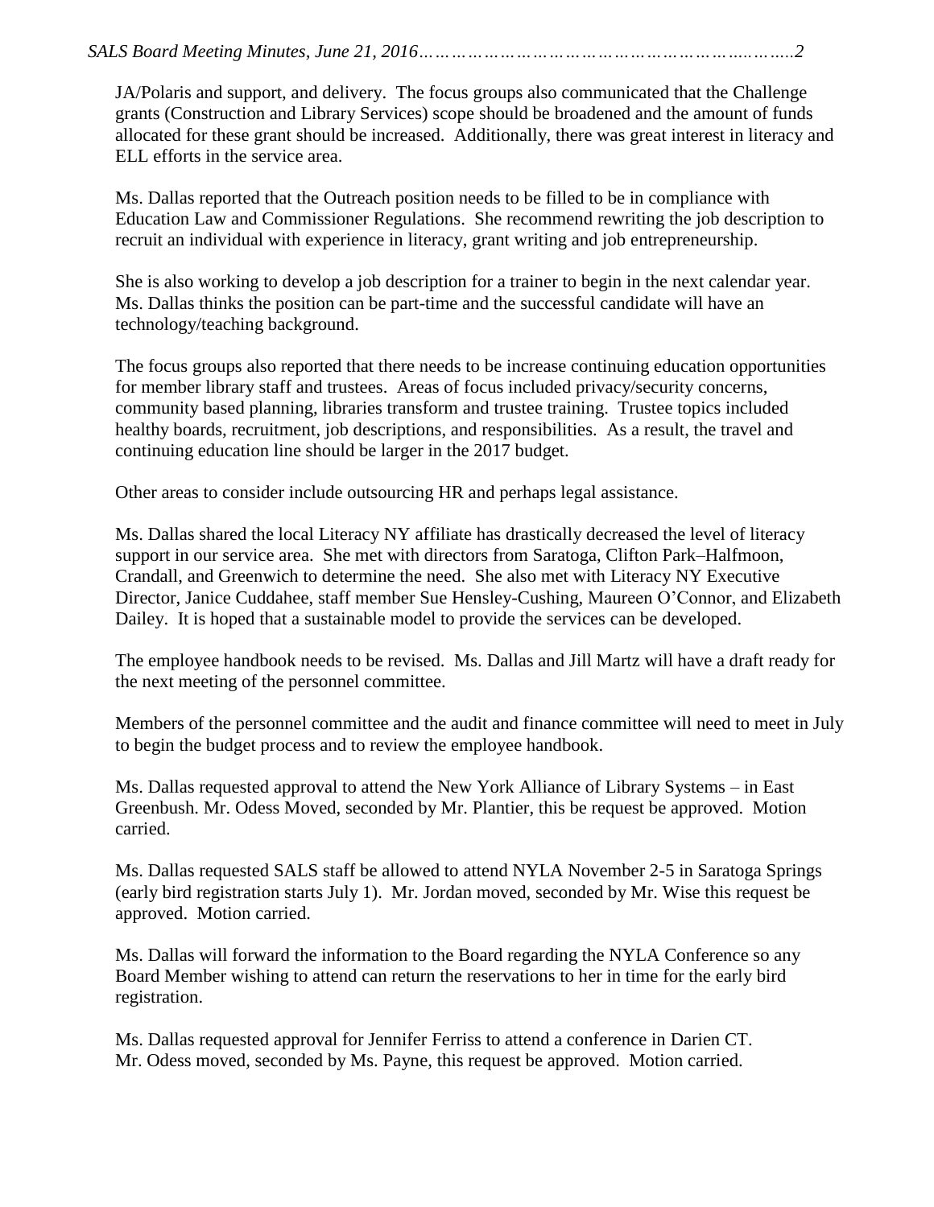JA/Polaris and support, and delivery. The focus groups also communicated that the Challenge grants (Construction and Library Services) scope should be broadened and the amount of funds allocated for these grant should be increased. Additionally, there was great interest in literacy and ELL efforts in the service area.

Ms. Dallas reported that the Outreach position needs to be filled to be in compliance with Education Law and Commissioner Regulations. She recommend rewriting the job description to recruit an individual with experience in literacy, grant writing and job entrepreneurship.

She is also working to develop a job description for a trainer to begin in the next calendar year. Ms. Dallas thinks the position can be part-time and the successful candidate will have an technology/teaching background.

The focus groups also reported that there needs to be increase continuing education opportunities for member library staff and trustees. Areas of focus included privacy/security concerns, community based planning, libraries transform and trustee training. Trustee topics included healthy boards, recruitment, job descriptions, and responsibilities. As a result, the travel and continuing education line should be larger in the 2017 budget.

Other areas to consider include outsourcing HR and perhaps legal assistance.

Ms. Dallas shared the local Literacy NY affiliate has drastically decreased the level of literacy support in our service area. She met with directors from Saratoga, Clifton Park–Halfmoon, Crandall, and Greenwich to determine the need. She also met with Literacy NY Executive Director, Janice Cuddahee, staff member Sue Hensley-Cushing, Maureen O'Connor, and Elizabeth Dailey. It is hoped that a sustainable model to provide the services can be developed.

The employee handbook needs to be revised. Ms. Dallas and Jill Martz will have a draft ready for the next meeting of the personnel committee.

Members of the personnel committee and the audit and finance committee will need to meet in July to begin the budget process and to review the employee handbook.

Ms. Dallas requested approval to attend the New York Alliance of Library Systems – in East Greenbush. Mr. Odess Moved, seconded by Mr. Plantier, this be request be approved. Motion carried.

Ms. Dallas requested SALS staff be allowed to attend NYLA November 2-5 in Saratoga Springs (early bird registration starts July 1). Mr. Jordan moved, seconded by Mr. Wise this request be approved. Motion carried.

Ms. Dallas will forward the information to the Board regarding the NYLA Conference so any Board Member wishing to attend can return the reservations to her in time for the early bird registration.

Ms. Dallas requested approval for Jennifer Ferriss to attend a conference in Darien CT.
Mr. Odess moved, seconded by Ms. Payne, this request be approved. Motion carried.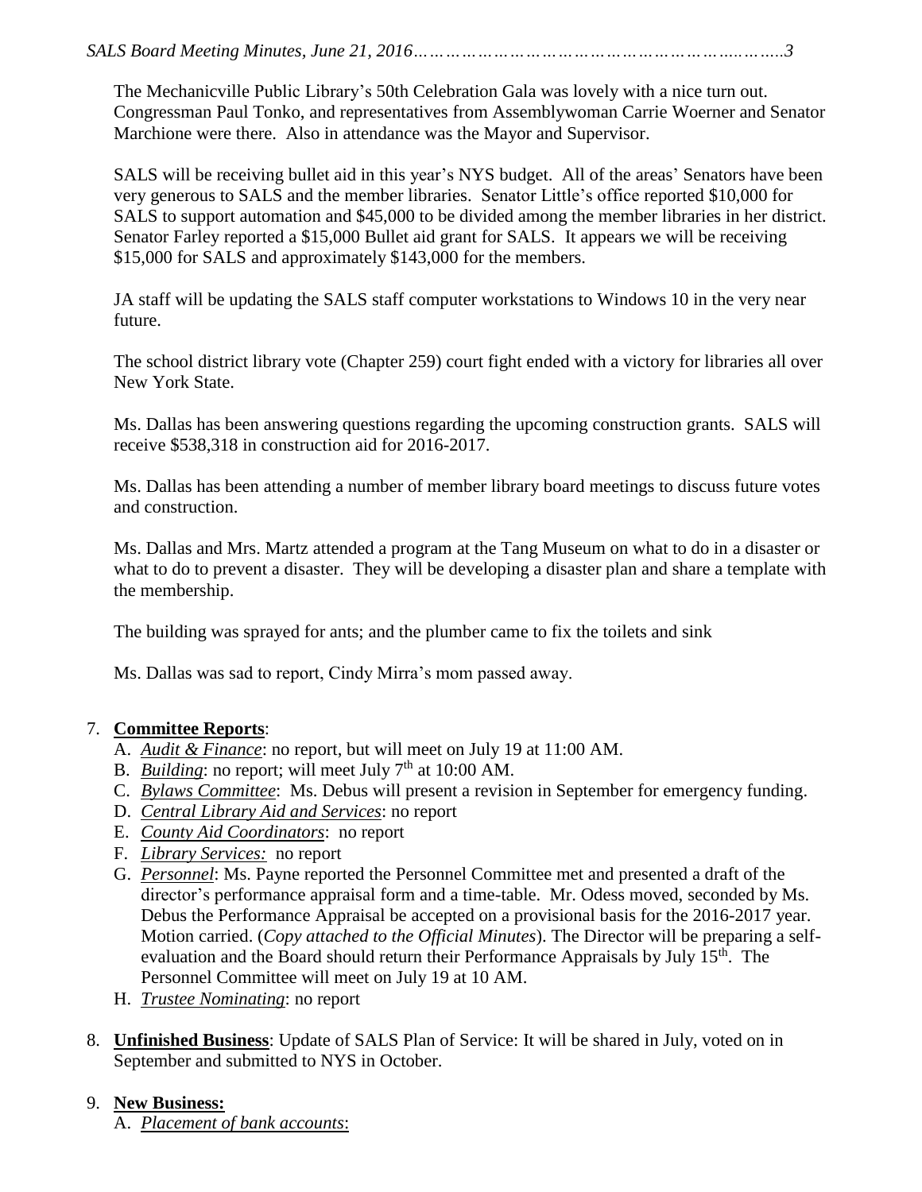The Mechanicville Public Library's 50th Celebration Gala was lovely with a nice turn out. Congressman Paul Tonko, and representatives from Assemblywoman Carrie Woerner and Senator Marchione were there. Also in attendance was the Mayor and Supervisor.

SALS will be receiving bullet aid in this year's NYS budget. All of the areas' Senators have been very generous to SALS and the member libraries. Senator Little's office reported $10,000 for SALS to support automation and $45,000 to be divided among the member libraries in her district. Senator Farley reported a $15,000 Bullet aid grant for SALS. It appears we will be receiving $15,000 for SALS and approximately $143,000 for the members.

JA staff will be updating the SALS staff computer workstations to Windows 10 in the very near future.

The school district library vote (Chapter 259) court fight ended with a victory for libraries all over New York State.

Ms. Dallas has been answering questions regarding the upcoming construction grants. SALS will receive $538,318 in construction aid for 2016-2017.

Ms. Dallas has been attending a number of member library board meetings to discuss future votes and construction.

Ms. Dallas and Mrs. Martz attended a program at the Tang Museum on what to do in a disaster or what to do to prevent a disaster. They will be developing a disaster plan and share a template with the membership.

The building was sprayed for ants; and the plumber came to fix the toilets and sink

Ms. Dallas was sad to report, Cindy Mirra's mom passed away.

7. **Committee Reports**:
   A. *Audit & Finance*: no report, but will meet on July 19 at 11:00 AM.
   B. *Building*: no report; will meet July 7th at 10:00 AM.
   C. *Bylaws Committee*: Ms. Debus will present a revision in September for emergency funding.
   D. *Central Library Aid and Services*: no report
   E. *County Aid Coordinators*: no report
   F. *Library Services:* no report
   G. *Personnel*: Ms. Payne reported the Personnel Committee met and presented a draft of the director's performance appraisal form and a time-table. Mr. Odess moved, seconded by Ms. Debus the Performance Appraisal be accepted on a provisional basis for the 2016-2017 year. Motion carried. (*Copy attached to the Official Minutes*). The Director will be preparing a self-evaluation and the Board should return their Performance Appraisals by July 15th. The Personnel Committee will meet on July 19 at 10 AM.
   H. *Trustee Nominating*: no report

8. **Unfinished Business**: Update of SALS Plan of Service: It will be shared in July, voted on in September and submitted to NYS in October.

9. **New Business:**
   A. *Placement of bank accounts*: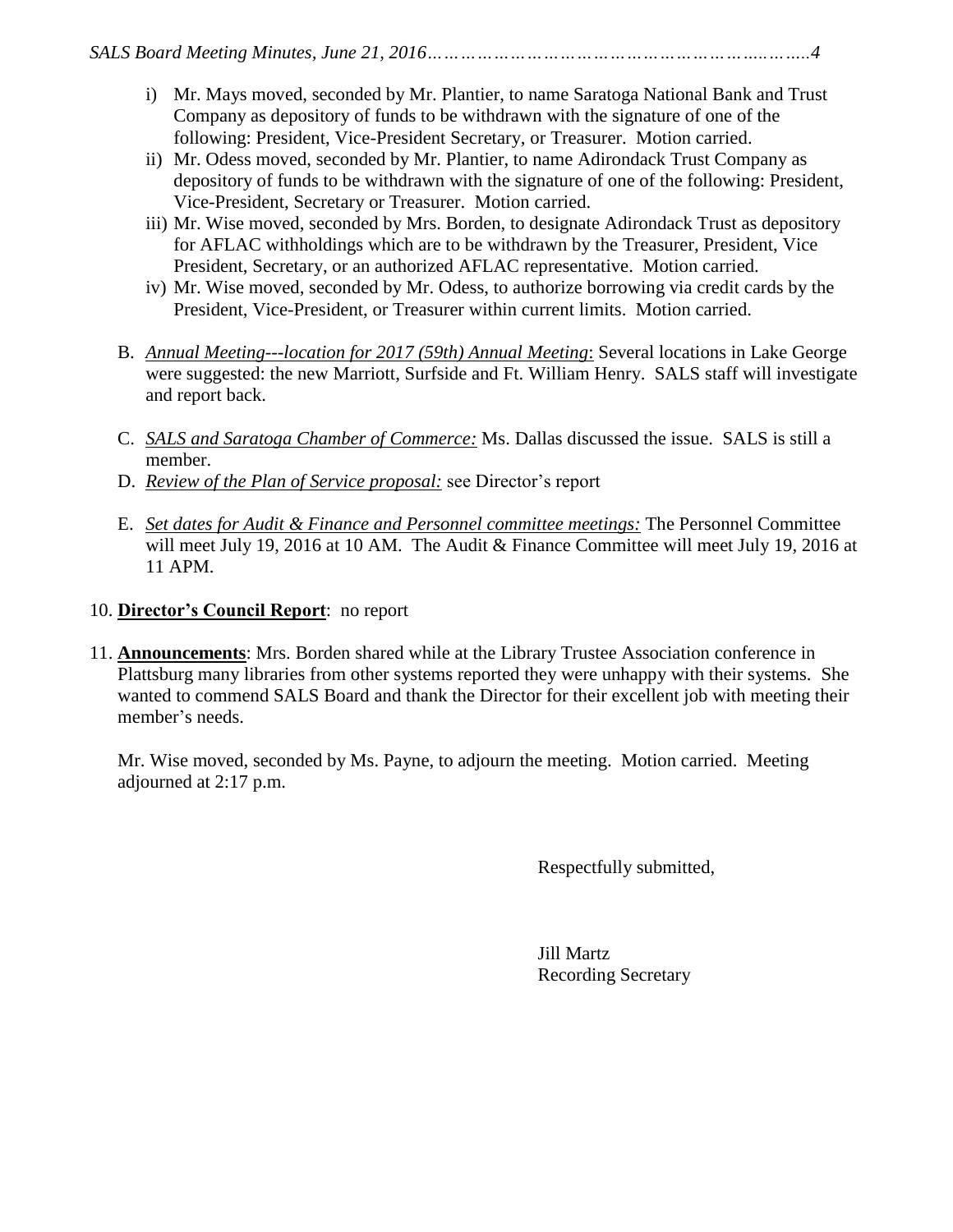i) Mr. Mays moved, seconded by Mr. Plantier, to name Saratoga National Bank and Trust Company as depository of funds to be withdrawn with the signature of one of the following: President, Vice-President Secretary, or Treasurer. Motion carried.
ii) Mr. Odess moved, seconded by Mr. Plantier, to name Adirondack Trust Company as depository of funds to be withdrawn with the signature of one of the following: President, Vice-President, Secretary or Treasurer. Motion carried.
iii) Mr. Wise moved, seconded by Mrs. Borden, to designate Adirondack Trust as depository for AFLAC withholdings which are to be withdrawn by the Treasurer, President, Vice President, Secretary, or an authorized AFLAC representative. Motion carried.
iv) Mr. Wise moved, seconded by Mr. Odess, to authorize borrowing via credit cards by the President, Vice-President, or Treasurer within current limits. Motion carried.

B. *Annual Meeting---location for 2017 (59th) Annual Meeting*: Several locations in Lake George were suggested: the new Marriott, Surfside and Ft. William Henry. SALS staff will investigate and report back.

C. *SALS and Saratoga Chamber of Commerce:* Ms. Dallas discussed the issue. SALS is still a member.

D. *Review of the Plan of Service proposal:* see Director's report

E. *Set dates for Audit & Finance and Personnel committee meetings:* The Personnel Committee will meet July 19, 2016 at 10 AM. The Audit & Finance Committee will meet July 19, 2016 at 11 APM.

10. **Director's Council Report**: no report

11. **Announcements**: Mrs. Borden shared while at the Library Trustee Association conference in Plattsburg many libraries from other systems reported they were unhappy with their systems. She wanted to commend SALS Board and thank the Director for their excellent job with meeting their member's needs.

Mr. Wise moved, seconded by Ms. Payne, to adjourn the meeting. Motion carried. Meeting adjourned at 2:17 p.m.

Respectfully submitted,

Jill Martz
Recording Secretary